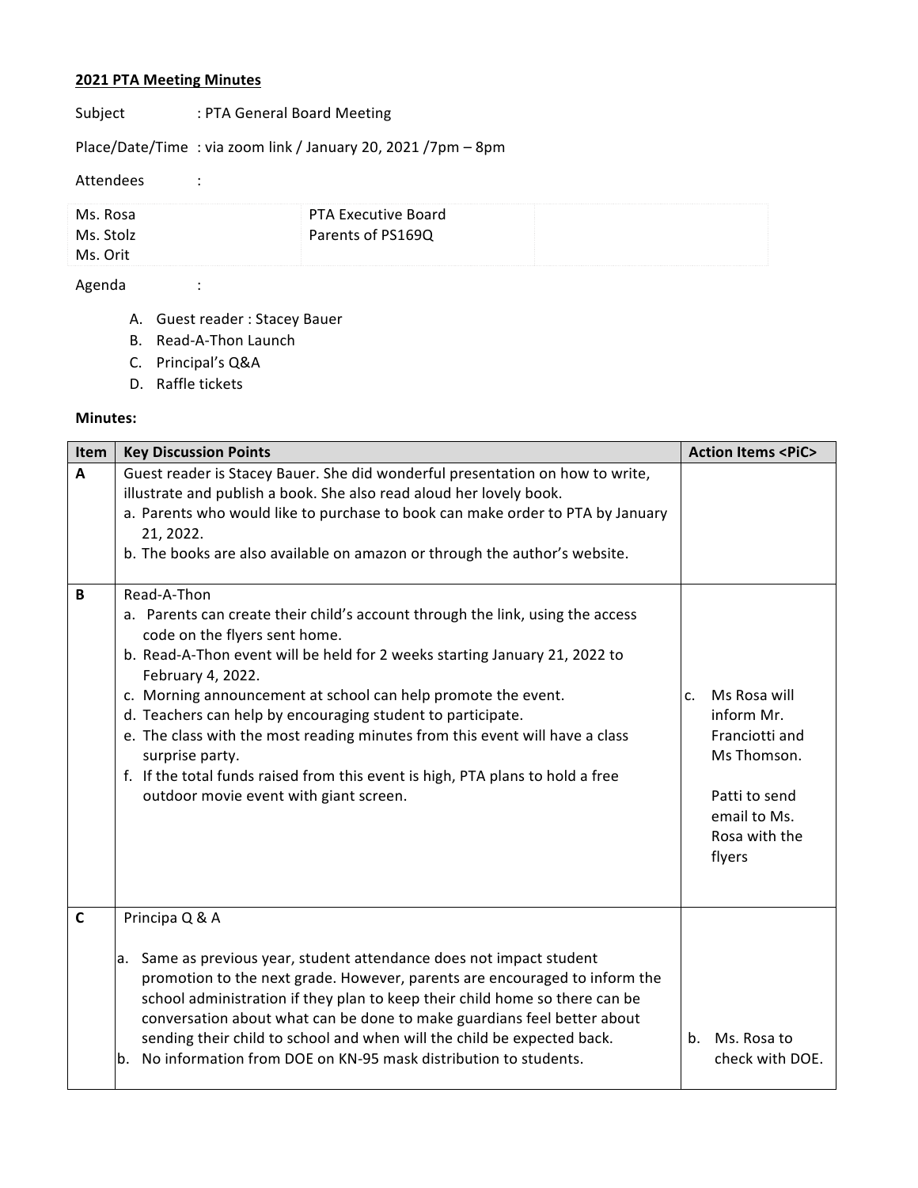**2021 PTA Meeting Minutes**

Subject : PTA General Board Meeting

Place/Date/Time : via zoom link / January 20, 2021 /7pm – 8pm

Attendees :

| | | |
|---|---|---|
| Ms. Rosa<br>Ms. Stolz<br>Ms. Orit | PTA Executive Board<br>Parents of PS169Q | |

Agenda :

A. Guest reader : Stacey Bauer
B. Read-A-Thon Launch
C. Principal's Q&A
D. Raffle tickets

**Minutes:**

| Item | Key Discussion Points | Action Items <PiC> |
|---|---|---|
| **A** | Guest reader is Stacey Bauer. She did wonderful presentation on how to write, illustrate and publish a book. She also read aloud her lovely book.<br>a. Parents who would like to purchase to book can make order to PTA by January 21, 2022.<br>b. The books are also available on amazon or through the author's website. | |
| **B** | Read-A-Thon<br>a. Parents can create their child's account through the link, using the access code on the flyers sent home.<br>b. Read-A-Thon event will be held for 2 weeks starting January 21, 2022 to February 4, 2022.<br>c. Morning announcement at school can help promote the event.<br>d. Teachers can help by encouraging student to participate.<br>e. The class with the most reading minutes from this event will have a class surprise party.<br>f. If the total funds raised from this event is high, PTA plans to hold a free outdoor movie event with giant screen. | c. Ms Rosa will inform Mr. Franciotti and Ms Thomson.<br><br>Patti to send email to Ms. Rosa with the flyers |
| **C** | Principa Q & A<br><br>a. Same as previous year, student attendance does not impact student promotion to the next grade. However, parents are encouraged to inform the school administration if they plan to keep their child home so there can be conversation about what can be done to make guardians feel better about sending their child to school and when will the child be expected back.<br>b. No information from DOE on KN-95 mask distribution to students. | b. Ms. Rosa to check with DOE. |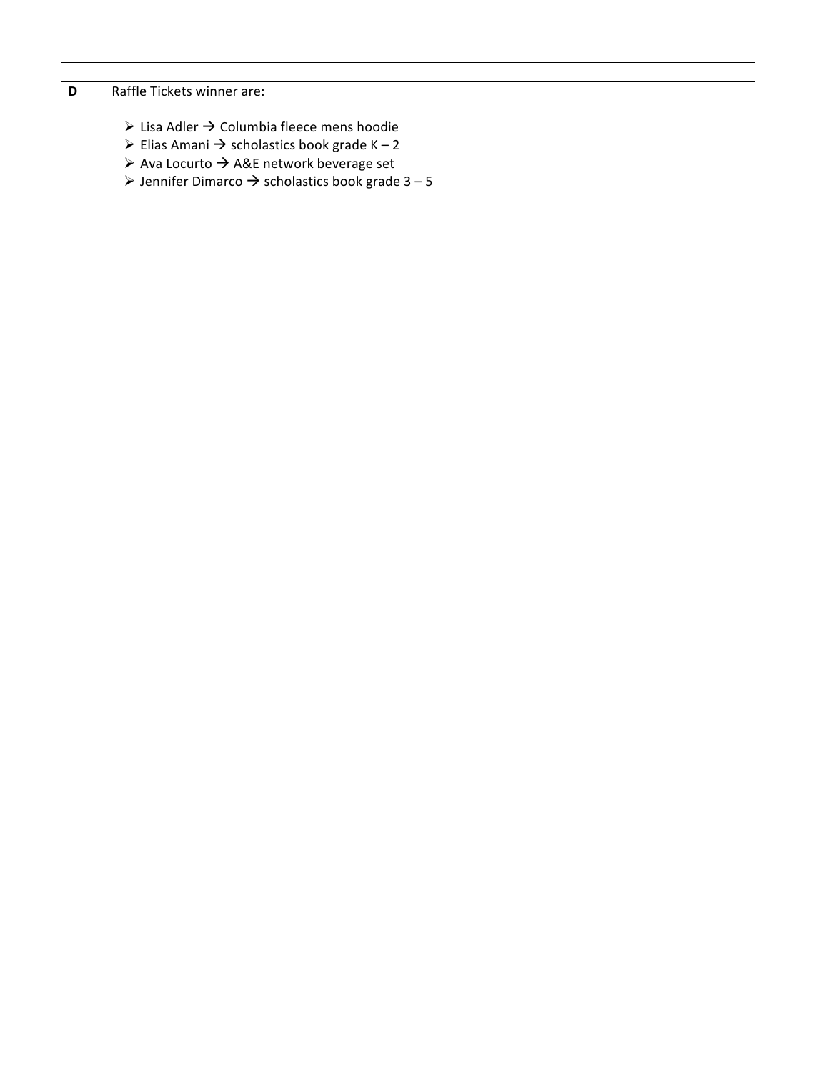| | | |
|---|---|---|
| | | |
| **D** | Raffle Tickets winner are:<br><br>➢ Lisa Adler → Columbia fleece mens hoodie<br>➢ Elias Amani → scholastics book grade K – 2<br>➢ Ava Locurto → A&E network beverage set<br>➢ Jennifer Dimarco → scholastics book grade 3 – 5 | |